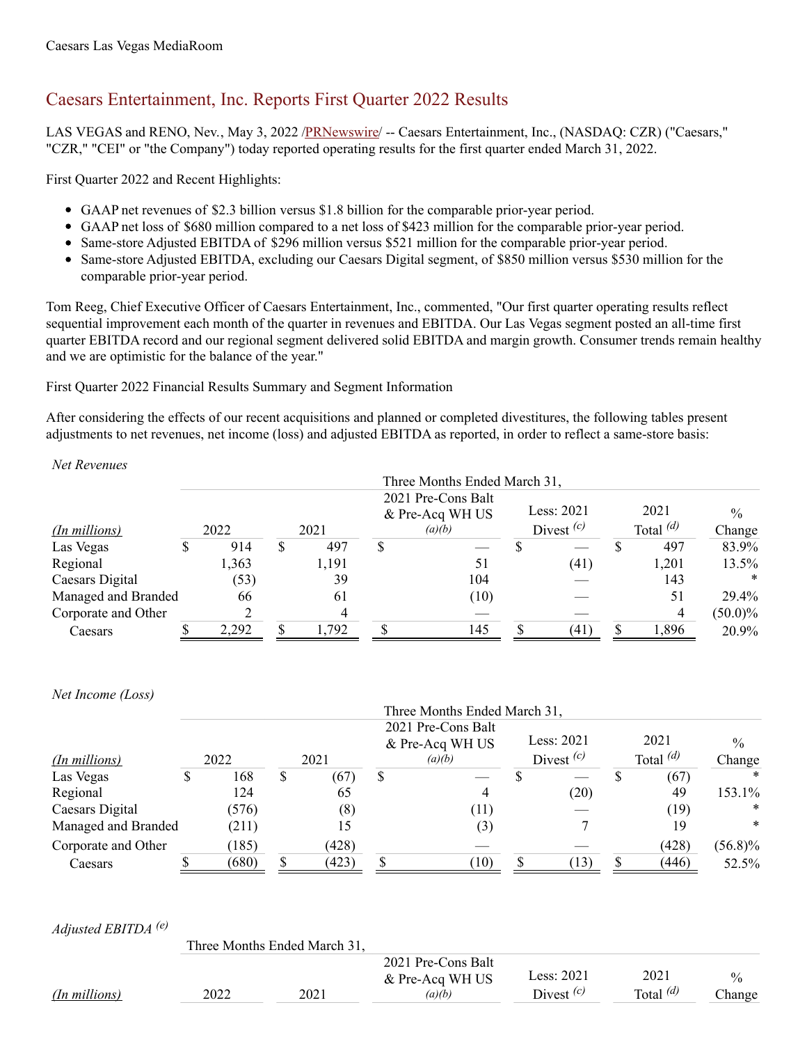Caesars Las Vegas MediaRoom

# Caesars Entertainment, Inc. Reports First Quarter 2022 Results

LAS VEGAS and RENO, Nev., May 3, 2022 /PRNewswire/ -- Caesars Entertainment, Inc., (NASDAQ: CZR) ("Caesars," "CZR," "CEI" or "the Company") today reported operating results for the first quarter ended March 31, 2022.

First Quarter 2022 and Recent Highlights:

- GAAP net revenues of $2.3 billion versus $1.8 billion for the comparable prior-year period.
- GAAP net loss of $680 million compared to a net loss of $423 million for the comparable prior-year period.
- Same-store Adjusted EBITDA of $296 million versus $521 million for the comparable prior-year period.
- Same-store Adjusted EBITDA, excluding our Caesars Digital segment, of $850 million versus $530 million for the comparable prior-year period.

Tom Reeg, Chief Executive Officer of Caesars Entertainment, Inc., commented, "Our first quarter operating results reflect sequential improvement each month of the quarter in revenues and EBITDA. Our Las Vegas segment posted an all-time first quarter EBITDA record and our regional segment delivered solid EBITDA and margin growth. Consumer trends remain healthy and we are optimistic for the balance of the year."

First Quarter 2022 Financial Results Summary and Segment Information

After considering the effects of our recent acquisitions and planned or completed divestitures, the following tables present adjustments to net revenues, net income (loss) and adjusted EBITDA as reported, in order to reflect a same-store basis:

*Net Revenues*

| | Three Months Ended March 31, | | | | | |
|---|---|---|---|---|---|---|
| *(In millions)* | 2022 | 2021 | 2021 Pre-Cons Balt & Pre-Acq WH US *(a)(b)* | Less: 2021 Divest *(c)* | 2021 Total *(d)* | % Change |
| Las Vegas | $ 914 | $ 497 | $ — | $ — | $ 497 | 83.9% |
| Regional | 1,363 | 1,191 | 51 | (41) | 1,201 | 13.5% |
| Caesars Digital | (53) | 39 | 104 | — | 143 | * |
| Managed and Branded | 66 | 61 | (10) | — | 51 | 29.4% |
| Corporate and Other | 2 | 4 | — | — | 4 | (50.0)% |
| Caesars | $ 2,292 | $ 1,792 | $ 145 | $ (41) | $ 1,896 | 20.9% |

*Net Income (Loss)*

| | Three Months Ended March 31, | | | | | |
|---|---|---|---|---|---|---|
| *(In millions)* | 2022 | 2021 | 2021 Pre-Cons Balt & Pre-Acq WH US *(a)(b)* | Less: 2021 Divest *(c)* | 2021 Total *(d)* | % Change |
| Las Vegas | $ 168 | $ (67) | $ — | $ — | $ (67) | * |
| Regional | 124 | 65 | 4 | (20) | 49 | 153.1% |
| Caesars Digital | (576) | (8) | (11) | — | (19) | * |
| Managed and Branded | (211) | 15 | (3) | 7 | 19 | * |
| Corporate and Other | (185) | (428) | — | — | (428) | (56.8)% |
| Caesars | $ (680) | $ (423) | $ (10) | $ (13) | $ (446) | 52.5% |

*Adjusted EBITDA [(e)]*

| | Three Months Ended March 31, | | | | | |
|---|---|---|---|---|---|---|
| *(In millions)* | 2022 | 2021 | 2021 Pre-Cons Balt & Pre-Acq WH US *(a)(b)* | Less: 2021 Divest *(c)* | 2021 Total *(d)* | % Change |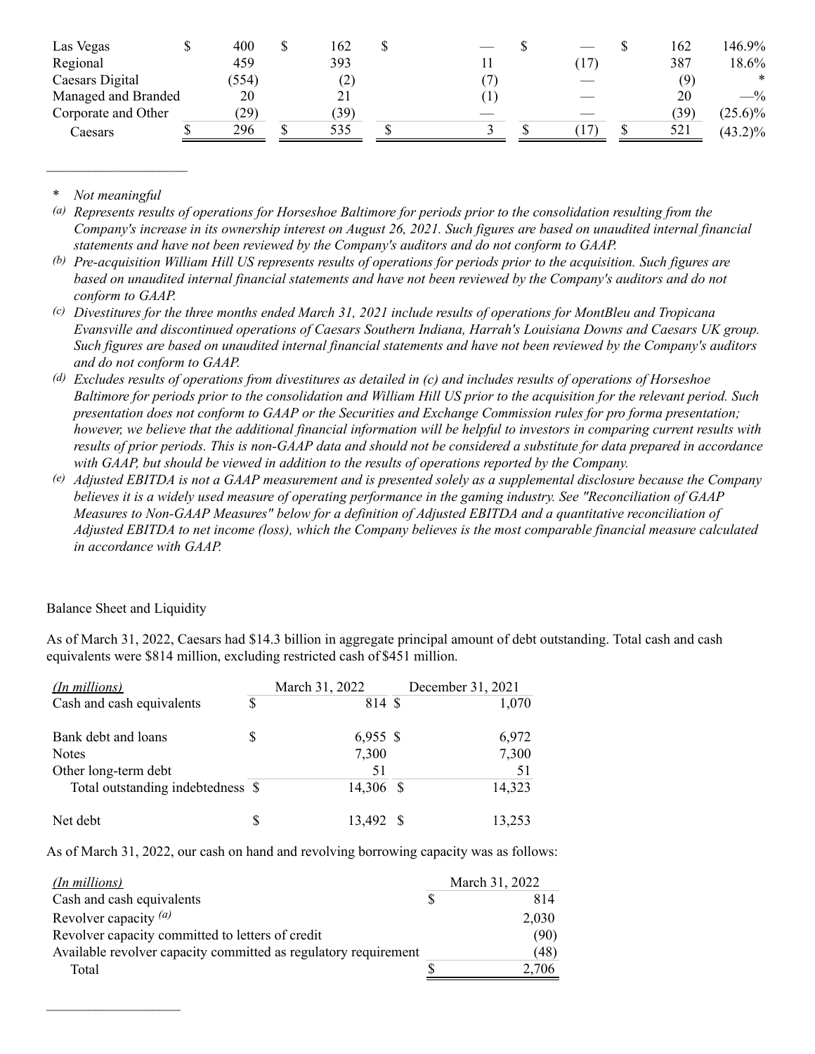| | | | | | | |
|---|---|---|---|---|---|---|
| Las Vegas | $ 400 | $ 162 | $ — | $ — | $ 162 | 146.9% |
| Regional | 459 | 393 | 11 | (17) | 387 | 18.6% |
| Caesars Digital | (554) | (2) | (7) | — | (9) | * |
| Managed and Branded | 20 | 21 | (1) | — | 20 | —% |
| Corporate and Other | (29) | (39) | — | — | (39) | (25.6)% |
| Caesars | $ 296 | $ 535 | $ 3 | $ (17) | $ 521 | (43.2)% |

\* *Not meaningful*

(a) *Represents results of operations for Horseshoe Baltimore for periods prior to the consolidation resulting from the Company's increase in its ownership interest on August 26, 2021. Such figures are based on unaudited internal financial statements and have not been reviewed by the Company's auditors and do not conform to GAAP.*

(b) *Pre-acquisition William Hill US represents results of operations for periods prior to the acquisition. Such figures are based on unaudited internal financial statements and have not been reviewed by the Company's auditors and do not conform to GAAP.*

(c) *Divestitures for the three months ended March 31, 2021 include results of operations for MontBleu and Tropicana Evansville and discontinued operations of Caesars Southern Indiana, Harrah's Louisiana Downs and Caesars UK group. Such figures are based on unaudited internal financial statements and have not been reviewed by the Company's auditors and do not conform to GAAP.*

(d) *Excludes results of operations from divestitures as detailed in (c) and includes results of operations of Horseshoe Baltimore for periods prior to the consolidation and William Hill US prior to the acquisition for the relevant period. Such presentation does not conform to GAAP or the Securities and Exchange Commission rules for pro forma presentation; however, we believe that the additional financial information will be helpful to investors in comparing current results with results of prior periods. This is non-GAAP data and should not be considered a substitute for data prepared in accordance with GAAP, but should be viewed in addition to the results of operations reported by the Company.*

(e) *Adjusted EBITDA is not a GAAP measurement and is presented solely as a supplemental disclosure because the Company believes it is a widely used measure of operating performance in the gaming industry. See "Reconciliation of GAAP Measures to Non-GAAP Measures" below for a definition of Adjusted EBITDA and a quantitative reconciliation of Adjusted EBITDA to net income (loss), which the Company believes is the most comparable financial measure calculated in accordance with GAAP.*

## Balance Sheet and Liquidity

As of March 31, 2022, Caesars had $14.3 billion in aggregate principal amount of debt outstanding. Total cash and cash equivalents were $814 million, excluding restricted cash of $451 million.

| *(In millions)* | March 31, 2022 | December 31, 2021 |
|---|---|---|
| Cash and cash equivalents | $ 814 | $ 1,070 |
| | | |
| Bank debt and loans | $ 6,955 | $ 6,972 |
| Notes | 7,300 | 7,300 |
| Other long-term debt | 51 | 51 |
| Total outstanding indebtedness | $ 14,306 | $ 14,323 |
| | | |
| Net debt | $ 13,492 | $ 13,253 |

As of March 31, 2022, our cash on hand and revolving borrowing capacity was as follows:

| *(In millions)* | March 31, 2022 |
|---|---|
| Cash and cash equivalents | $ 814 |
| Revolver capacity (a) | 2,030 |
| Revolver capacity committed to letters of credit | (90) |
| Available revolver capacity committed as regulatory requirement | (48) |
| Total | $ 2,706 |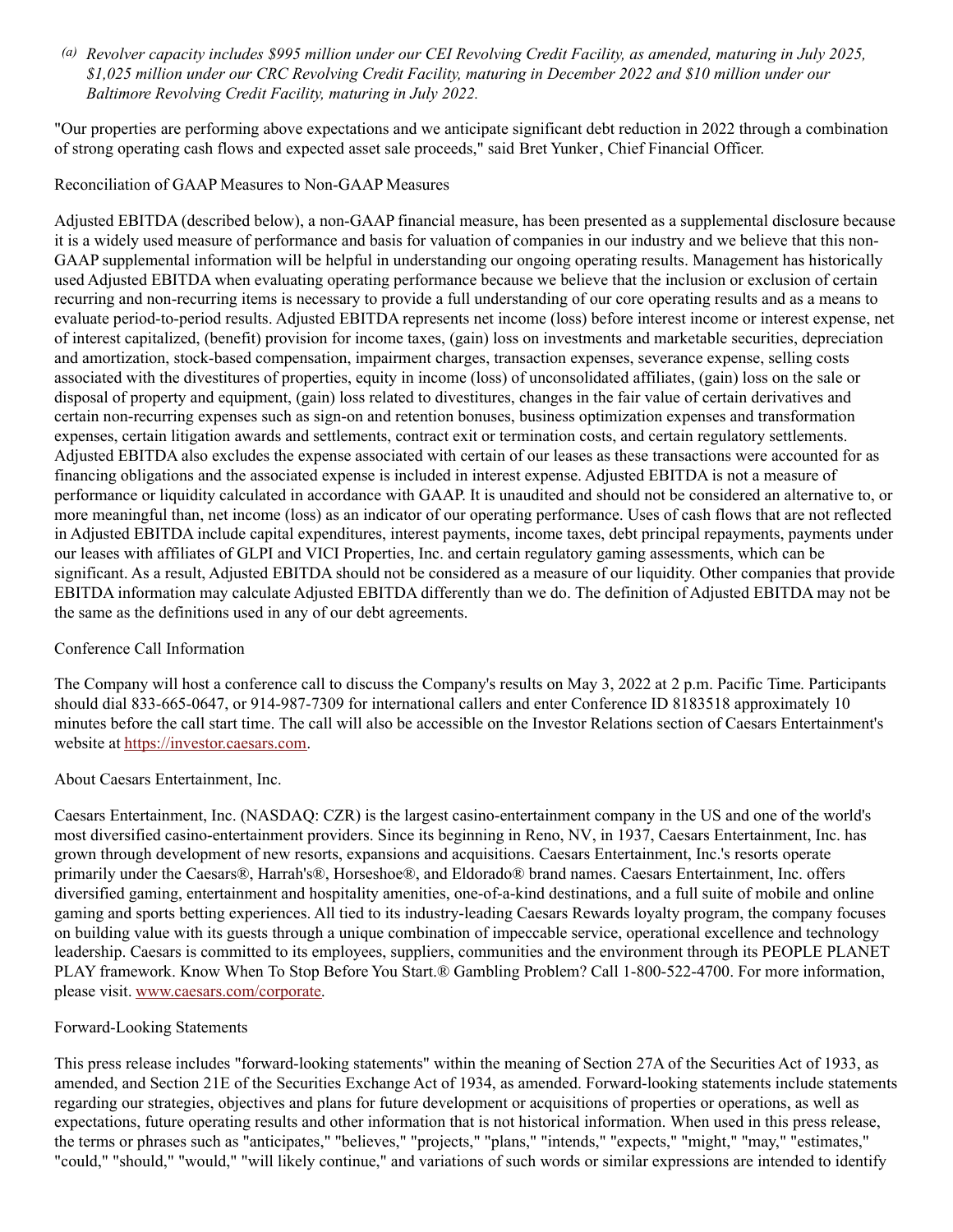[(a)] *Revolver capacity includes $995 million under our CEI Revolving Credit Facility, as amended, maturing in July 2025, $1,025 million under our CRC Revolving Credit Facility, maturing in December 2022 and $10 million under our Baltimore Revolving Credit Facility, maturing in July 2022.*

"Our properties are performing above expectations and we anticipate significant debt reduction in 2022 through a combination of strong operating cash flows and expected asset sale proceeds," said Bret Yunker, Chief Financial Officer.

Reconciliation of GAAP Measures to Non-GAAP Measures

Adjusted EBITDA (described below), a non-GAAP financial measure, has been presented as a supplemental disclosure because it is a widely used measure of performance and basis for valuation of companies in our industry and we believe that this non-GAAP supplemental information will be helpful in understanding our ongoing operating results. Management has historically used Adjusted EBITDA when evaluating operating performance because we believe that the inclusion or exclusion of certain recurring and non-recurring items is necessary to provide a full understanding of our core operating results and as a means to evaluate period-to-period results. Adjusted EBITDA represents net income (loss) before interest income or interest expense, net of interest capitalized, (benefit) provision for income taxes, (gain) loss on investments and marketable securities, depreciation and amortization, stock-based compensation, impairment charges, transaction expenses, severance expense, selling costs associated with the divestitures of properties, equity in income (loss) of unconsolidated affiliates, (gain) loss on the sale or disposal of property and equipment, (gain) loss related to divestitures, changes in the fair value of certain derivatives and certain non-recurring expenses such as sign-on and retention bonuses, business optimization expenses and transformation expenses, certain litigation awards and settlements, contract exit or termination costs, and certain regulatory settlements. Adjusted EBITDA also excludes the expense associated with certain of our leases as these transactions were accounted for as financing obligations and the associated expense is included in interest expense. Adjusted EBITDA is not a measure of performance or liquidity calculated in accordance with GAAP. It is unaudited and should not be considered an alternative to, or more meaningful than, net income (loss) as an indicator of our operating performance. Uses of cash flows that are not reflected in Adjusted EBITDA include capital expenditures, interest payments, income taxes, debt principal repayments, payments under our leases with affiliates of GLPI and VICI Properties, Inc. and certain regulatory gaming assessments, which can be significant. As a result, Adjusted EBITDA should not be considered as a measure of our liquidity. Other companies that provide EBITDA information may calculate Adjusted EBITDA differently than we do. The definition of Adjusted EBITDA may not be the same as the definitions used in any of our debt agreements.

Conference Call Information

The Company will host a conference call to discuss the Company's results on May 3, 2022 at 2 p.m. Pacific Time. Participants should dial 833-665-0647, or 914-987-7309 for international callers and enter Conference ID 8183518 approximately 10 minutes before the call start time. The call will also be accessible on the Investor Relations section of Caesars Entertainment's website at https://investor.caesars.com.

About Caesars Entertainment, Inc.

Caesars Entertainment, Inc. (NASDAQ: CZR) is the largest casino-entertainment company in the US and one of the world's most diversified casino-entertainment providers. Since its beginning in Reno, NV, in 1937, Caesars Entertainment, Inc. has grown through development of new resorts, expansions and acquisitions. Caesars Entertainment, Inc.'s resorts operate primarily under the Caesars®, Harrah's®, Horseshoe®, and Eldorado® brand names. Caesars Entertainment, Inc. offers diversified gaming, entertainment and hospitality amenities, one-of-a-kind destinations, and a full suite of mobile and online gaming and sports betting experiences. All tied to its industry-leading Caesars Rewards loyalty program, the company focuses on building value with its guests through a unique combination of impeccable service, operational excellence and technology leadership. Caesars is committed to its employees, suppliers, communities and the environment through its PEOPLE PLANET PLAY framework. Know When To Stop Before You Start.® Gambling Problem? Call 1-800-522-4700. For more information, please visit. www.caesars.com/corporate.

Forward-Looking Statements

This press release includes "forward-looking statements" within the meaning of Section 27A of the Securities Act of 1933, as amended, and Section 21E of the Securities Exchange Act of 1934, as amended. Forward-looking statements include statements regarding our strategies, objectives and plans for future development or acquisitions of properties or operations, as well as expectations, future operating results and other information that is not historical information. When used in this press release, the terms or phrases such as "anticipates," "believes," "projects," "plans," "intends," "expects," "might," "may," "estimates," "could," "should," "would," "will likely continue," and variations of such words or similar expressions are intended to identify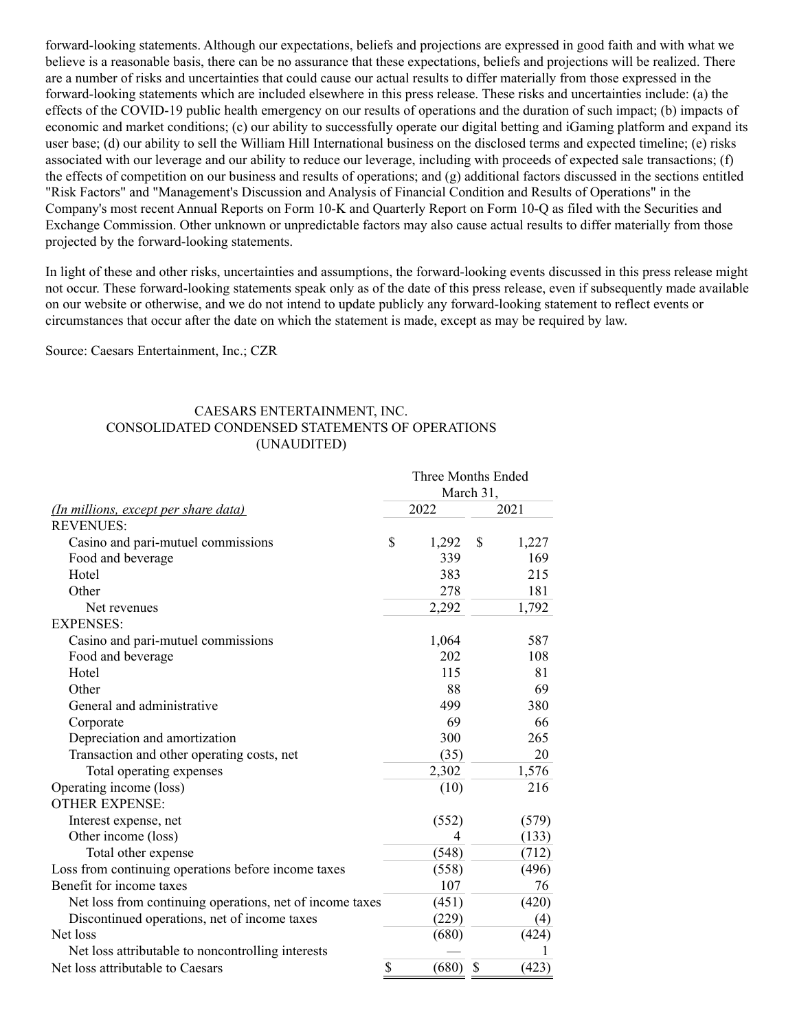forward-looking statements. Although our expectations, beliefs and projections are expressed in good faith and with what we believe is a reasonable basis, there can be no assurance that these expectations, beliefs and projections will be realized. There are a number of risks and uncertainties that could cause our actual results to differ materially from those expressed in the forward-looking statements which are included elsewhere in this press release. These risks and uncertainties include: (a) the effects of the COVID-19 public health emergency on our results of operations and the duration of such impact; (b) impacts of economic and market conditions; (c) our ability to successfully operate our digital betting and iGaming platform and expand its user base; (d) our ability to sell the William Hill International business on the disclosed terms and expected timeline; (e) risks associated with our leverage and our ability to reduce our leverage, including with proceeds of expected sale transactions; (f) the effects of competition on our business and results of operations; and (g) additional factors discussed in the sections entitled "Risk Factors" and "Management's Discussion and Analysis of Financial Condition and Results of Operations" in the Company's most recent Annual Reports on Form 10-K and Quarterly Report on Form 10-Q as filed with the Securities and Exchange Commission. Other unknown or unpredictable factors may also cause actual results to differ materially from those projected by the forward-looking statements.

In light of these and other risks, uncertainties and assumptions, the forward-looking events discussed in this press release might not occur. These forward-looking statements speak only as of the date of this press release, even if subsequently made available on our website or otherwise, and we do not intend to update publicly any forward-looking statement to reflect events or circumstances that occur after the date on which the statement is made, except as may be required by law.

Source: Caesars Entertainment, Inc.; CZR

CAESARS ENTERTAINMENT, INC.
CONSOLIDATED CONDENSED STATEMENTS OF OPERATIONS
(UNAUDITED)

| *(In millions, except per share data)* | Three Months Ended March 31, 2022 | 2021 |
|---|---|---|
| REVENUES: | | |
| Casino and pari-mutuel commissions | $ 1,292 | $ 1,227 |
| Food and beverage | 339 | 169 |
| Hotel | 383 | 215 |
| Other | 278 | 181 |
| Net revenues | 2,292 | 1,792 |
| EXPENSES: | | |
| Casino and pari-mutuel commissions | 1,064 | 587 |
| Food and beverage | 202 | 108 |
| Hotel | 115 | 81 |
| Other | 88 | 69 |
| General and administrative | 499 | 380 |
| Corporate | 69 | 66 |
| Depreciation and amortization | 300 | 265 |
| Transaction and other operating costs, net | (35) | 20 |
| Total operating expenses | 2,302 | 1,576 |
| Operating income (loss) | (10) | 216 |
| OTHER EXPENSE: | | |
| Interest expense, net | (552) | (579) |
| Other income (loss) | 4 | (133) |
| Total other expense | (548) | (712) |
| Loss from continuing operations before income taxes | (558) | (496) |
| Benefit for income taxes | 107 | 76 |
| Net loss from continuing operations, net of income taxes | (451) | (420) |
| Discontinued operations, net of income taxes | (229) | (4) |
| Net loss | (680) | (424) |
| Net loss attributable to noncontrolling interests | — | 1 |
| Net loss attributable to Caesars | $ (680) | $ (423) |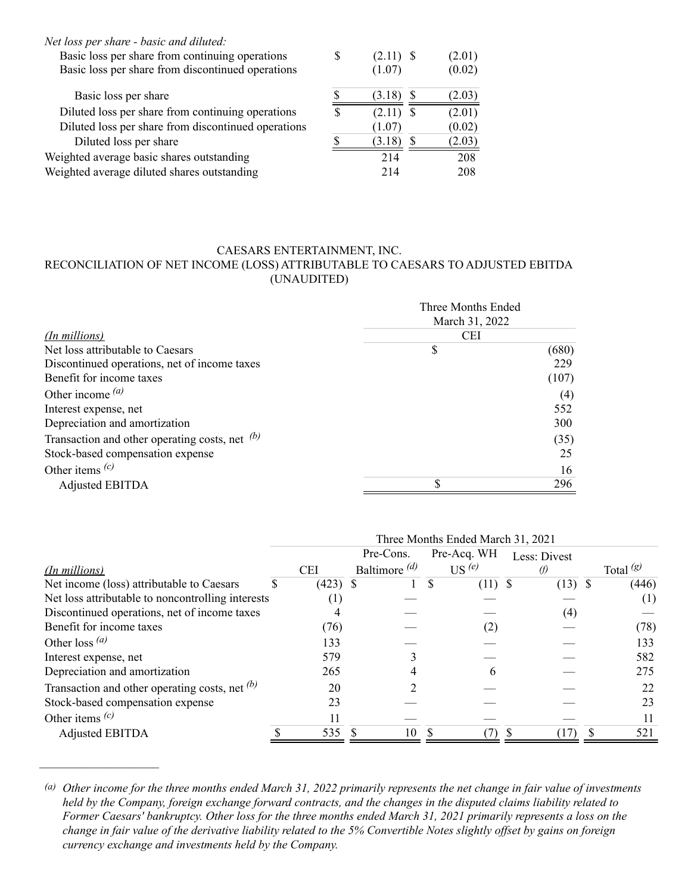| | | |
|---|---|---|
| *Net loss per share - basic and diluted:* | | |
| Basic loss per share from continuing operations | $ (2.11) | $ (2.01) |
| Basic loss per share from discontinued operations | (1.07) | (0.02) |
| Basic loss per share | $ (3.18) | $ (2.03) |
| Diluted loss per share from continuing operations | $ (2.11) | $ (2.01) |
| Diluted loss per share from discontinued operations | (1.07) | (0.02) |
| Diluted loss per share | $ (3.18) | $ (2.03) |
| Weighted average basic shares outstanding | 214 | 208 |
| Weighted average diluted shares outstanding | 214 | 208 |

CAESARS ENTERTAINMENT, INC.
RECONCILIATION OF NET INCOME (LOSS) ATTRIBUTABLE TO CAESARS TO ADJUSTED EBITDA
(UNAUDITED)

| | Three Months Ended March 31, 2022 |
|---|---|
| *(In millions)* | CEI |
| Net loss attributable to Caesars | $ (680) |
| Discontinued operations, net of income taxes | 229 |
| Benefit for income taxes | (107) |
| Other income [(a)] | (4) |
| Interest expense, net | 552 |
| Depreciation and amortization | 300 |
| Transaction and other operating costs, net [(b)] | (35) |
| Stock-based compensation expense | 25 |
| Other items [(c)] | 16 |
| Adjusted EBITDA | $ 296 |

| | Three Months Ended March 31, 2021 | | | | |
|---|---|---|---|---|---|
| *(In millions)* | CEI | Pre-Cons. Baltimore [(d)] | Pre-Acq. WH US [(e)] | Less: Divest [(f)] | Total [(g)] |
| Net income (loss) attributable to Caesars | $ (423) | $ 1 | $ (11) | $ (13) | $ (446) |
| Net loss attributable to noncontrolling interests | (1) | — | — | — | (1) |
| Discontinued operations, net of income taxes | 4 | — | — | (4) | — |
| Benefit for income taxes | (76) | — | (2) | — | (78) |
| Other loss [(a)] | 133 | — | — | — | 133 |
| Interest expense, net | 579 | 3 | — | — | 582 |
| Depreciation and amortization | 265 | 4 | 6 | — | 275 |
| Transaction and other operating costs, net [(b)] | 20 | 2 | — | — | 22 |
| Stock-based compensation expense | 23 | — | — | — | 23 |
| Other items [(c)] | 11 | — | — | — | 11 |
| Adjusted EBITDA | $ 535 | $ 10 | $ (7) | $ (17) | $ 521 |

___

[(a)] *Other income for the three months ended March 31, 2022 primarily represents the net change in fair value of investments held by the Company, foreign exchange forward contracts, and the changes in the disputed claims liability related to Former Caesars' bankruptcy. Other loss for the three months ended March 31, 2021 primarily represents a loss on the change in fair value of the derivative liability related to the 5% Convertible Notes slightly offset by gains on foreign currency exchange and investments held by the Company.*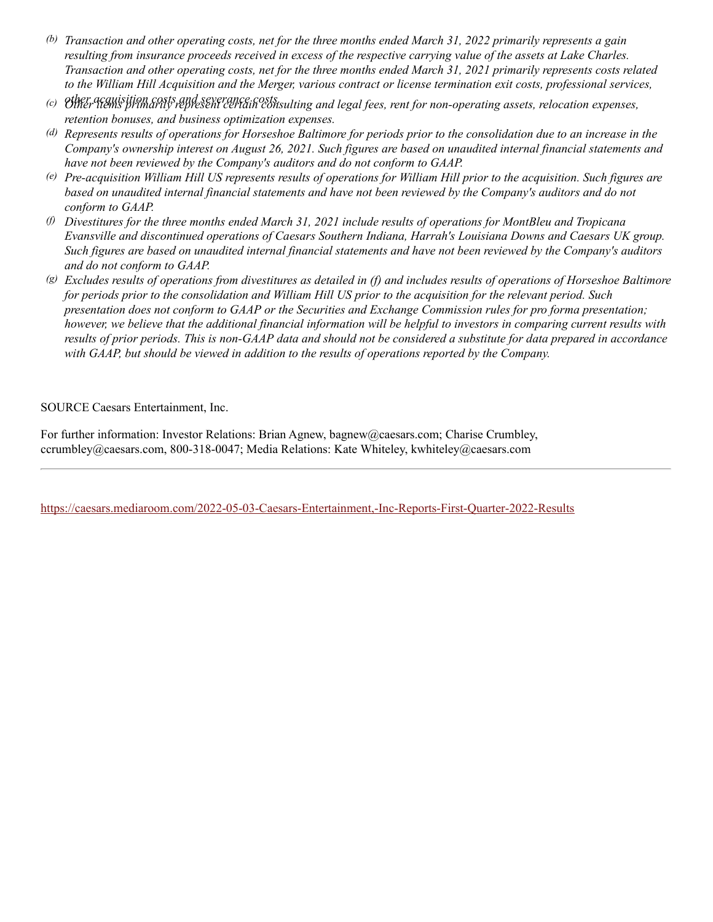(b) *Transaction and other operating costs, net for the three months ended March 31, 2022 primarily represents a gain resulting from insurance proceeds received in excess of the respective carrying value of the assets at Lake Charles. Transaction and other operating costs, net for the three months ended March 31, 2021 primarily represents costs related to the William Hill Acquisition and the Merger, various contract or license termination exit costs, professional services, other acquisition costs and severance costs.*

(c) *Other items primarily represent certain consulting and legal fees, rent for non-operating assets, relocation expenses, retention bonuses, and business optimization expenses.*

(d) *Represents results of operations for Horseshoe Baltimore for periods prior to the consolidation due to an increase in the Company's ownership interest on August 26, 2021. Such figures are based on unaudited internal financial statements and have not been reviewed by the Company's auditors and do not conform to GAAP.*

(e) *Pre-acquisition William Hill US represents results of operations for William Hill prior to the acquisition. Such figures are based on unaudited internal financial statements and have not been reviewed by the Company's auditors and do not conform to GAAP.*

(f) *Divestitures for the three months ended March 31, 2021 include results of operations for MontBleu and Tropicana Evansville and discontinued operations of Caesars Southern Indiana, Harrah's Louisiana Downs and Caesars UK group. Such figures are based on unaudited internal financial statements and have not been reviewed by the Company's auditors and do not conform to GAAP.*

(g) *Excludes results of operations from divestitures as detailed in (f) and includes results of operations of Horseshoe Baltimore for periods prior to the consolidation and William Hill US prior to the acquisition for the relevant period. Such presentation does not conform to GAAP or the Securities and Exchange Commission rules for pro forma presentation; however, we believe that the additional financial information will be helpful to investors in comparing current results with results of prior periods. This is non-GAAP data and should not be considered a substitute for data prepared in accordance with GAAP, but should be viewed in addition to the results of operations reported by the Company.*

SOURCE Caesars Entertainment, Inc.

For further information: Investor Relations: Brian Agnew, bagnew@caesars.com; Charise Crumbley, ccrumbley@caesars.com, 800-318-0047; Media Relations: Kate Whiteley, kwhiteley@caesars.com

---

https://caesars.mediaroom.com/2022-05-03-Caesars-Entertainment,-Inc-Reports-First-Quarter-2022-Results